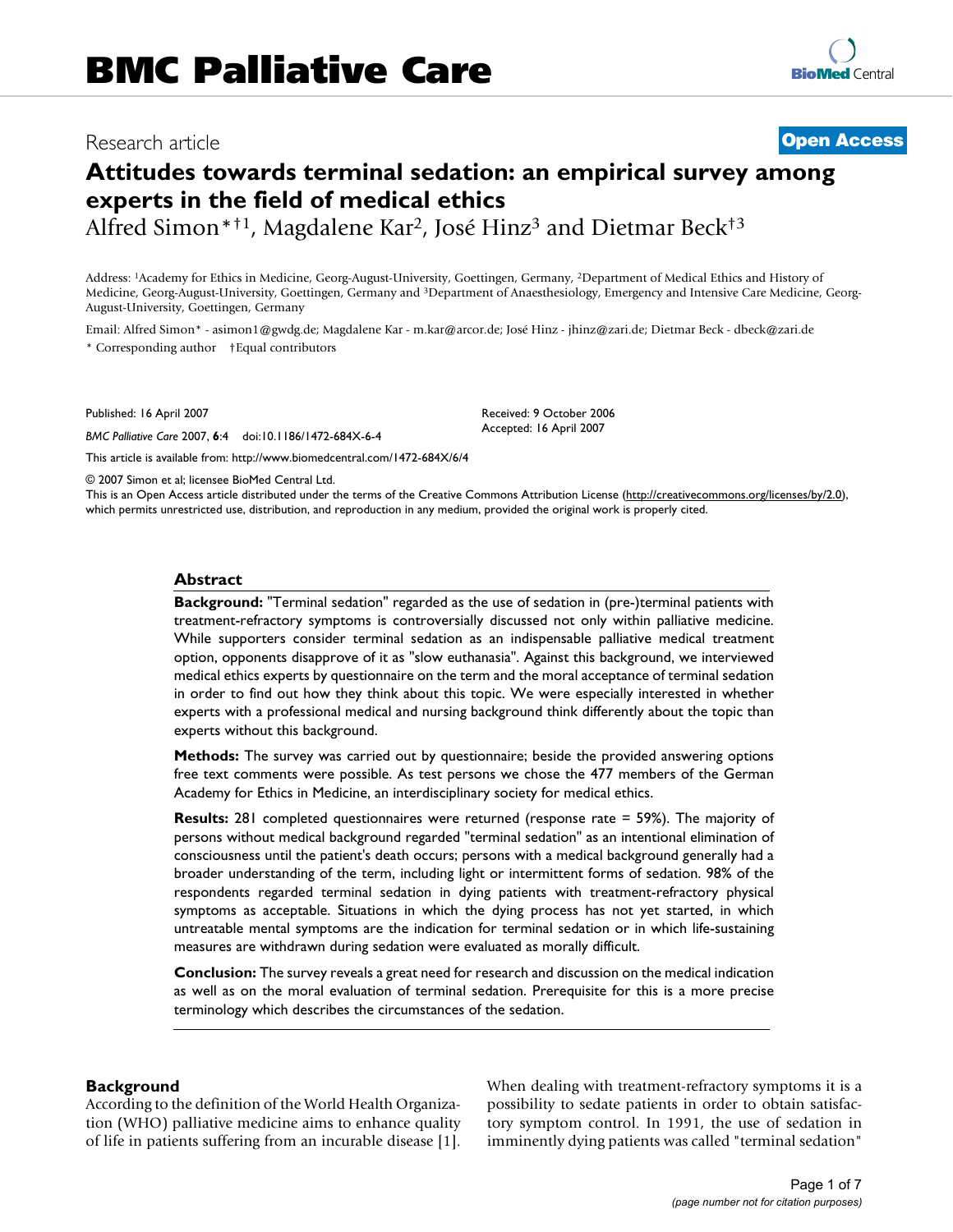# BMC Palliative Care

Research article

**Open Access**

# Attitudes towards terminal sedation: an empirical survey among experts in the field of medical ethics

Alfred Simon*†[1], Magdalene Kar[2], José Hinz[3] and Dietmar Beck†[3]

Address: [1]Academy for Ethics in Medicine, Georg-August-University, Goettingen, Germany, [2]Department of Medical Ethics and History of Medicine, Georg-August-University, Goettingen, Germany and [3]Department of Anaesthesiology, Emergency and Intensive Care Medicine, Georg-August-University, Goettingen, Germany

Email: Alfred Simon* - asimon1@gwdg.de; Magdalene Kar - m.kar@arcor.de; José Hinz - jhinz@zari.de; Dietmar Beck - dbeck@zari.de

\* Corresponding author †Equal contributors

Published: 16 April 2007

*BMC Palliative Care* 2007, **6**:4 doi:10.1186/1472-684X-6-4

Received: 9 October 2006
Accepted: 16 April 2007

This article is available from: http://www.biomedcentral.com/1472-684X/6/4

© 2007 Simon et al; licensee BioMed Central Ltd.
This is an Open Access article distributed under the terms of the Creative Commons Attribution License (http://creativecommons.org/licenses/by/2.0), which permits unrestricted use, distribution, and reproduction in any medium, provided the original work is properly cited.

## Abstract

**Background:** "Terminal sedation" regarded as the use of sedation in (pre-)terminal patients with treatment-refractory symptoms is controversially discussed not only within palliative medicine. While supporters consider terminal sedation as an indispensable palliative medical treatment option, opponents disapprove of it as "slow euthanasia". Against this background, we interviewed medical ethics experts by questionnaire on the term and the moral acceptance of terminal sedation in order to find out how they think about this topic. We were especially interested in whether experts with a professional medical and nursing background think differently about the topic than experts without this background.

**Methods:** The survey was carried out by questionnaire; beside the provided answering options free text comments were possible. As test persons we chose the 477 members of the German Academy for Ethics in Medicine, an interdisciplinary society for medical ethics.

**Results:** 281 completed questionnaires were returned (response rate = 59%). The majority of persons without medical background regarded "terminal sedation" as an intentional elimination of consciousness until the patient's death occurs; persons with a medical background generally had a broader understanding of the term, including light or intermittent forms of sedation. 98% of the respondents regarded terminal sedation in dying patients with treatment-refractory physical symptoms as acceptable. Situations in which the dying process has not yet started, in which untreatable mental symptoms are the indication for terminal sedation or in which life-sustaining measures are withdrawn during sedation were evaluated as morally difficult.

**Conclusion:** The survey reveals a great need for research and discussion on the medical indication as well as on the moral evaluation of terminal sedation. Prerequisite for this is a more precise terminology which describes the circumstances of the sedation.

## Background

According to the definition of the World Health Organization (WHO) palliative medicine aims to enhance quality of life in patients suffering from an incurable disease [1]. When dealing with treatment-refractory symptoms it is a possibility to sedate patients in order to obtain satisfactory symptom control. In 1991, the use of sedation in imminently dying patients was called "terminal sedation"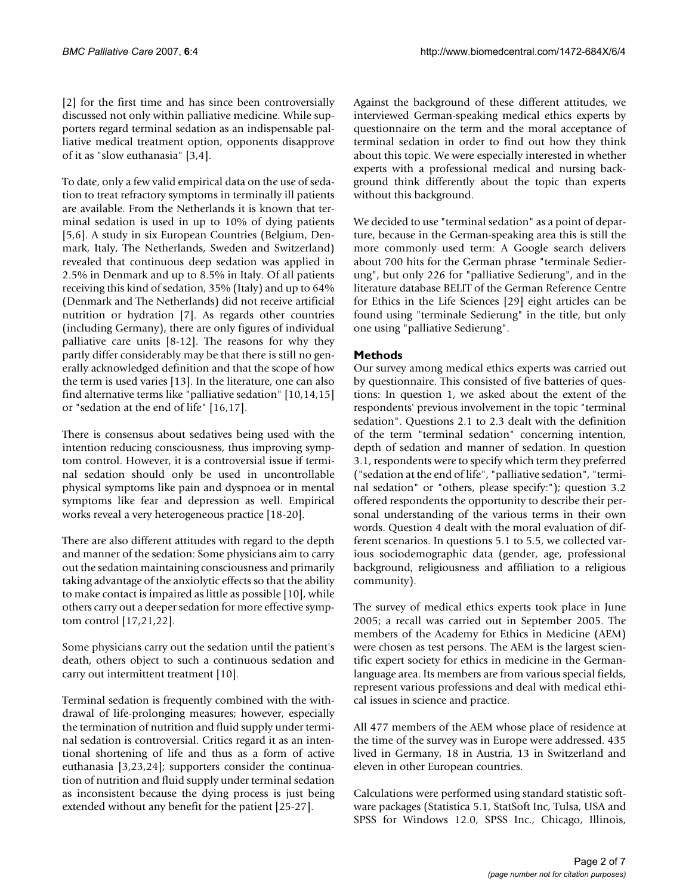[2] for the first time and has since been controversially discussed not only within palliative medicine. While supporters regard terminal sedation as an indispensable palliative medical treatment option, opponents disapprove of it as "slow euthanasia" [3,4].

To date, only a few valid empirical data on the use of sedation to treat refractory symptoms in terminally ill patients are available. From the Netherlands it is known that terminal sedation is used in up to 10% of dying patients [5,6]. A study in six European Countries (Belgium, Denmark, Italy, The Netherlands, Sweden and Switzerland) revealed that continuous deep sedation was applied in 2.5% in Denmark and up to 8.5% in Italy. Of all patients receiving this kind of sedation, 35% (Italy) and up to 64% (Denmark and The Netherlands) did not receive artificial nutrition or hydration [7]. As regards other countries (including Germany), there are only figures of individual palliative care units [8-12]. The reasons for why they partly differ considerably may be that there is still no generally acknowledged definition and that the scope of how the term is used varies [13]. In the literature, one can also find alternative terms like "palliative sedation" [10,14,15] or "sedation at the end of life" [16,17].

There is consensus about sedatives being used with the intention reducing consciousness, thus improving symptom control. However, it is a controversial issue if terminal sedation should only be used in uncontrollable physical symptoms like pain and dyspnoea or in mental symptoms like fear and depression as well. Empirical works reveal a very heterogeneous practice [18-20].

There are also different attitudes with regard to the depth and manner of the sedation: Some physicians aim to carry out the sedation maintaining consciousness and primarily taking advantage of the anxiolytic effects so that the ability to make contact is impaired as little as possible [10], while others carry out a deeper sedation for more effective symptom control [17,21,22].

Some physicians carry out the sedation until the patient's death, others object to such a continuous sedation and carry out intermittent treatment [10].

Terminal sedation is frequently combined with the withdrawal of life-prolonging measures; however, especially the termination of nutrition and fluid supply under terminal sedation is controversial. Critics regard it as an intentional shortening of life and thus as a form of active euthanasia [3,23,24]; supporters consider the continuation of nutrition and fluid supply under terminal sedation as inconsistent because the dying process is just being extended without any benefit for the patient [25-27].

Against the background of these different attitudes, we interviewed German-speaking medical ethics experts by questionnaire on the term and the moral acceptance of terminal sedation in order to find out how they think about this topic. We were especially interested in whether experts with a professional medical and nursing background think differently about the topic than experts without this background.

We decided to use "terminal sedation" as a point of departure, because in the German-speaking area this is still the more commonly used term: A Google search delivers about 700 hits for the German phrase "terminale Sedierung", but only 226 for "palliative Sedierung", and in the literature database BELIT of the German Reference Centre for Ethics in the Life Sciences [29] eight articles can be found using "terminale Sedierung" in the title, but only one using "palliative Sedierung".

## Methods

Our survey among medical ethics experts was carried out by questionnaire. This consisted of five batteries of questions: In question 1, we asked about the extent of the respondents' previous involvement in the topic "terminal sedation". Questions 2.1 to 2.3 dealt with the definition of the term "terminal sedation" concerning intention, depth of sedation and manner of sedation. In question 3.1, respondents were to specify which term they preferred ("sedation at the end of life", "palliative sedation", "terminal sedation" or "others, please specify:"); question 3.2 offered respondents the opportunity to describe their personal understanding of the various terms in their own words. Question 4 dealt with the moral evaluation of different scenarios. In questions 5.1 to 5.5, we collected various sociodemographic data (gender, age, professional background, religiousness and affiliation to a religious community).

The survey of medical ethics experts took place in June 2005; a recall was carried out in September 2005. The members of the Academy for Ethics in Medicine (AEM) were chosen as test persons. The AEM is the largest scientific expert society for ethics in medicine in the German-language area. Its members are from various special fields, represent various professions and deal with medical ethical issues in science and practice.

All 477 members of the AEM whose place of residence at the time of the survey was in Europe were addressed. 435 lived in Germany, 18 in Austria, 13 in Switzerland and eleven in other European countries.

Calculations were performed using standard statistic software packages (Statistica 5.1, StatSoft Inc, Tulsa, USA and SPSS for Windows 12.0, SPSS Inc., Chicago, Illinois,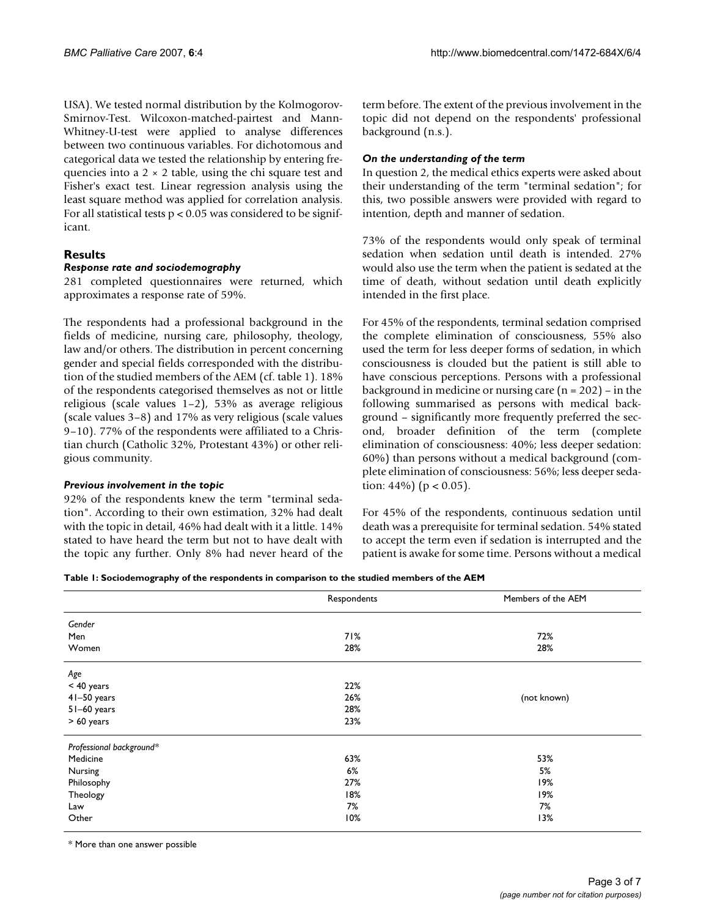USA). We tested normal distribution by the Kolmogorov-Smirnov-Test. Wilcoxon-matched-pairtest and Mann-Whitney-U-test were applied to analyse differences between two continuous variables. For dichotomous and categorical data we tested the relationship by entering frequencies into a $2 \times 2$ table, using the chi square test and Fisher's exact test. Linear regression analysis using the least square method was applied for correlation analysis. For all statistical tests $p < 0.05$ was considered to be significant.

## Results

### *Response rate and sociodemography*

281 completed questionnaires were returned, which approximates a response rate of 59%.

The respondents had a professional background in the fields of medicine, nursing care, philosophy, theology, law and/or others. The distribution in percent concerning gender and special fields corresponded with the distribution of the studied members of the AEM (cf. table 1). 18% of the respondents categorised themselves as not or little religious (scale values 1–2), 53% as average religious (scale values 3–8) and 17% as very religious (scale values 9–10). 77% of the respondents were affiliated to a Christian church (Catholic 32%, Protestant 43%) or other religious community.

### *Previous involvement in the topic*

92% of the respondents knew the term "terminal sedation". According to their own estimation, 32% had dealt with the topic in detail, 46% had dealt with it a little. 14% stated to have heard the term but not to have dealt with the topic any further. Only 8% had never heard of the term before. The extent of the previous involvement in the topic did not depend on the respondents' professional background (n.s.).

### *On the understanding of the term*

In question 2, the medical ethics experts were asked about their understanding of the term "terminal sedation"; for this, two possible answers were provided with regard to intention, depth and manner of sedation.

73% of the respondents would only speak of terminal sedation when sedation until death is intended. 27% would also use the term when the patient is sedated at the time of death, without sedation until death explicitly intended in the first place.

For 45% of the respondents, terminal sedation comprised the complete elimination of consciousness, 55% also used the term for less deeper forms of sedation, in which consciousness is clouded but the patient is still able to have conscious perceptions. Persons with a professional background in medicine or nursing care (n = 202) – in the following summarised as persons with medical background – significantly more frequently preferred the second, broader definition of the term (complete elimination of consciousness: 40%; less deeper sedation: 60%) than persons without a medical background (complete elimination of consciousness: 56%; less deeper sedation: 44%) ($p < 0.05$).

For 45% of the respondents, continuous sedation until death was a prerequisite for terminal sedation. 54% stated to accept the term even if sedation is interrupted and the patient is awake for some time. Persons without a medical

**Table 1: Sociodemography of the respondents in comparison to the studied members of the AEM**

| | Respondents | Members of the AEM |
|---|---|---|
| *Gender* | | |
| Men | 71% | 72% |
| Women | 28% | 28% |
| *Age* | | |
| < 40 years | 22% | (not known) |
| 41–50 years | 26% | |
| 51–60 years | 28% | |
| > 60 years | 23% | |
| *Professional background\** | | |
| Medicine | 63% | 53% |
| Nursing | 6% | 5% |
| Philosophy | 27% | 19% |
| Theology | 18% | 19% |
| Law | 7% | 7% |
| Other | 10% | 13% |

\* More than one answer possible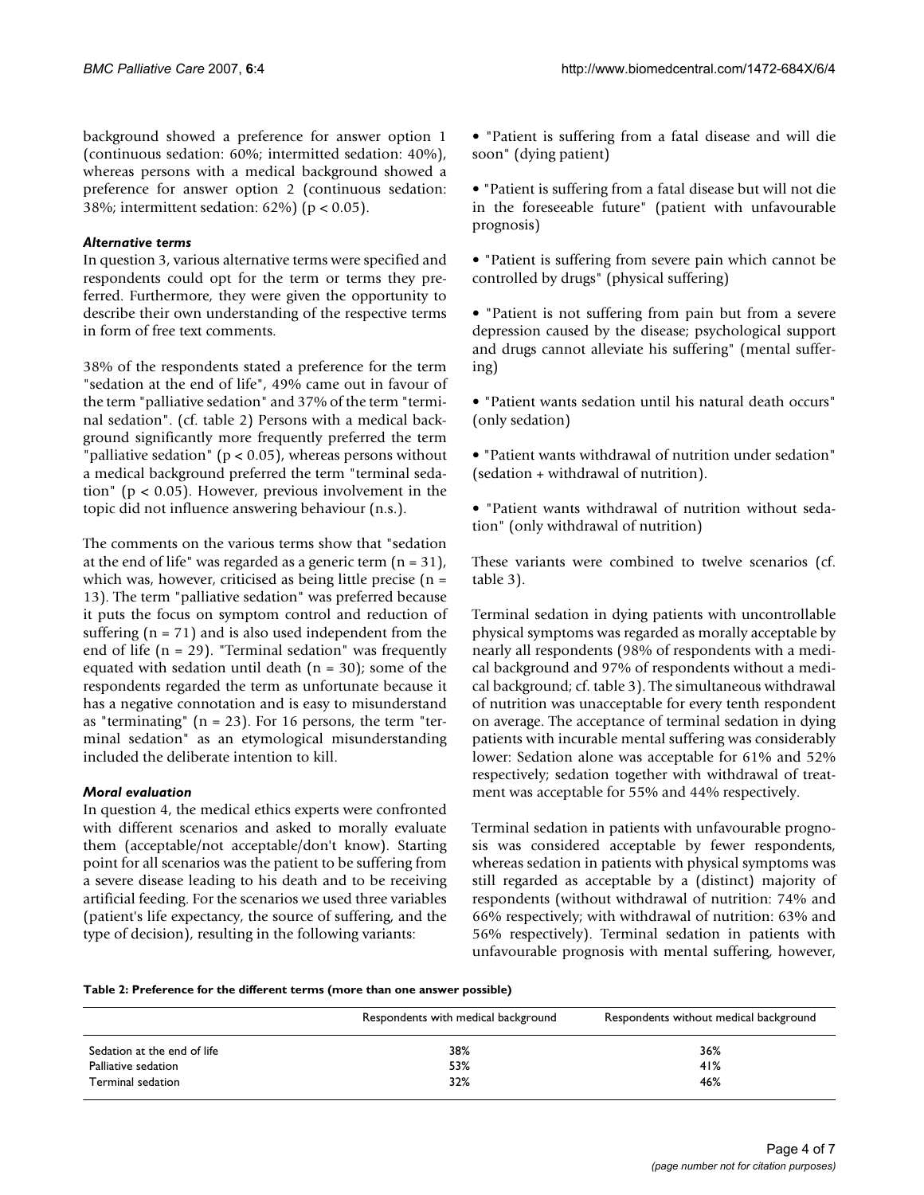background showed a preference for answer option 1 (continuous sedation: 60%; intermitted sedation: 40%), whereas persons with a medical background showed a preference for answer option 2 (continuous sedation: 38%; intermittent sedation: 62%) ($p < 0.05$).

### *Alternative terms*

In question 3, various alternative terms were specified and respondents could opt for the term or terms they preferred. Furthermore, they were given the opportunity to describe their own understanding of the respective terms in form of free text comments.

38% of the respondents stated a preference for the term "sedation at the end of life", 49% came out in favour of the term "palliative sedation" and 37% of the term "terminal sedation". (cf. table 2) Persons with a medical background significantly more frequently preferred the term "palliative sedation" ($p < 0.05$), whereas persons without a medical background preferred the term "terminal sedation" ($p < 0.05$). However, previous involvement in the topic did not influence answering behaviour (n.s.).

The comments on the various terms show that "sedation at the end of life" was regarded as a generic term (n = 31), which was, however, criticised as being little precise (n = 13). The term "palliative sedation" was preferred because it puts the focus on symptom control and reduction of suffering (n = 71) and is also used independent from the end of life (n = 29). "Terminal sedation" was frequently equated with sedation until death (n = 30); some of the respondents regarded the term as unfortunate because it has a negative connotation and is easy to misunderstand as "terminating" (n = 23). For 16 persons, the term "terminal sedation" as an etymological misunderstanding included the deliberate intention to kill.

### *Moral evaluation*

In question 4, the medical ethics experts were confronted with different scenarios and asked to morally evaluate them (acceptable/not acceptable/don't know). Starting point for all scenarios was the patient to be suffering from a severe disease leading to his death and to be receiving artificial feeding. For the scenarios we used three variables (patient's life expectancy, the source of suffering, and the type of decision), resulting in the following variants:

- "Patient is suffering from a fatal disease and will die soon" (dying patient)
- "Patient is suffering from a fatal disease but will not die in the foreseeable future" (patient with unfavourable prognosis)
- "Patient is suffering from severe pain which cannot be controlled by drugs" (physical suffering)
- "Patient is not suffering from pain but from a severe depression caused by the disease; psychological support and drugs cannot alleviate his suffering" (mental suffering)
- "Patient wants sedation until his natural death occurs" (only sedation)
- "Patient wants withdrawal of nutrition under sedation" (sedation + withdrawal of nutrition).
- "Patient wants withdrawal of nutrition without sedation" (only withdrawal of nutrition)

These variants were combined to twelve scenarios (cf. table 3).

Terminal sedation in dying patients with uncontrollable physical symptoms was regarded as morally acceptable by nearly all respondents (98% of respondents with a medical background and 97% of respondents without a medical background; cf. table 3). The simultaneous withdrawal of nutrition was unacceptable for every tenth respondent on average. The acceptance of terminal sedation in dying patients with incurable mental suffering was considerably lower: Sedation alone was acceptable for 61% and 52% respectively; sedation together with withdrawal of treatment was acceptable for 55% and 44% respectively.

Terminal sedation in patients with unfavourable prognosis was considered acceptable by fewer respondents, whereas sedation in patients with physical symptoms was still regarded as acceptable by a (distinct) majority of respondents (without withdrawal of nutrition: 74% and 66% respectively; with withdrawal of nutrition: 63% and 56% respectively). Terminal sedation in patients with unfavourable prognosis with mental suffering, however,

**Table 2: Preference for the different terms (more than one answer possible)**

| | Respondents with medical background | Respondents without medical background |
|---|---|---|
| Sedation at the end of life | 38% | 36% |
| Palliative sedation | 53% | 41% |
| Terminal sedation | 32% | 46% |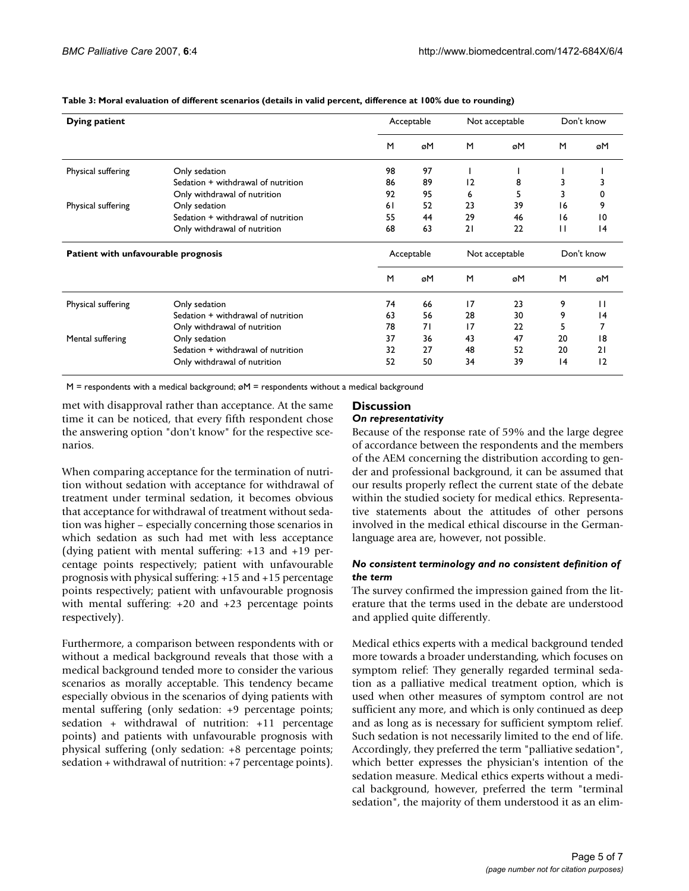**Table 3: Moral evaluation of different scenarios (details in valid percent, difference at 100% due to rounding)**

| **Dying patient** | | Acceptable | | Not acceptable | | Don't know | |
|---|---|---|---|---|---|---|---|
| | | M | øM | M | øM | M | øM |
| Physical suffering | Only sedation | 98 | 97 | 1 | 1 | 1 | 1 |
| | Sedation + withdrawal of nutrition | 86 | 89 | 12 | 8 | 3 | 3 |
| | Only withdrawal of nutrition | 92 | 95 | 6 | 5 | 3 | 0 |
| Physical suffering | Only sedation | 61 | 52 | 23 | 39 | 16 | 9 |
| | Sedation + withdrawal of nutrition | 55 | 44 | 29 | 46 | 16 | 10 |
| | Only withdrawal of nutrition | 68 | 63 | 21 | 22 | 11 | 14 |
| **Patient with unfavourable prognosis** | | Acceptable | | Not acceptable | | Don't know | |
| | | M | øM | M | øM | M | øM |
| Physical suffering | Only sedation | 74 | 66 | 17 | 23 | 9 | 11 |
| | Sedation + withdrawal of nutrition | 63 | 56 | 28 | 30 | 9 | 14 |
| | Only withdrawal of nutrition | 78 | 71 | 17 | 22 | 5 | 7 |
| Mental suffering | Only sedation | 37 | 36 | 43 | 47 | 20 | 18 |
| | Sedation + withdrawal of nutrition | 32 | 27 | 48 | 52 | 20 | 21 |
| | Only withdrawal of nutrition | 52 | 50 | 34 | 39 | 14 | 12 |

M = respondents with a medical background; øM = respondents without a medical background

met with disapproval rather than acceptance. At the same time it can be noticed, that every fifth respondent chose the answering option "don't know" for the respective scenarios.

When comparing acceptance for the termination of nutrition without sedation with acceptance for withdrawal of treatment under terminal sedation, it becomes obvious that acceptance for withdrawal of treatment without sedation was higher – especially concerning those scenarios in which sedation as such had met with less acceptance (dying patient with mental suffering: +13 and +19 percentage points respectively; patient with unfavourable prognosis with physical suffering: +15 and +15 percentage points respectively; patient with unfavourable prognosis with mental suffering: +20 and +23 percentage points respectively).

Furthermore, a comparison between respondents with or without a medical background reveals that those with a medical background tended more to consider the various scenarios as morally acceptable. This tendency became especially obvious in the scenarios of dying patients with mental suffering (only sedation: +9 percentage points; sedation + withdrawal of nutrition: +11 percentage points) and patients with unfavourable prognosis with physical suffering (only sedation: +8 percentage points; sedation + withdrawal of nutrition: +7 percentage points).

## Discussion

### *On representativity*

Because of the response rate of 59% and the large degree of accordance between the respondents and the members of the AEM concerning the distribution according to gender and professional background, it can be assumed that our results properly reflect the current state of the debate within the studied society for medical ethics. Representative statements about the attitudes of other persons involved in the medical ethical discourse in the German-language area are, however, not possible.

### *No consistent terminology and no consistent definition of the term*

The survey confirmed the impression gained from the literature that the terms used in the debate are understood and applied quite differently.

Medical ethics experts with a medical background tended more towards a broader understanding, which focuses on symptom relief: They generally regarded terminal sedation as a palliative medical treatment option, which is used when other measures of symptom control are not sufficient any more, and which is only continued as deep and as long as is necessary for sufficient symptom relief. Such sedation is not necessarily limited to the end of life. Accordingly, they preferred the term "palliative sedation", which better expresses the physician's intention of the sedation measure. Medical ethics experts without a medical background, however, preferred the term "terminal sedation", the majority of them understood it as an elim-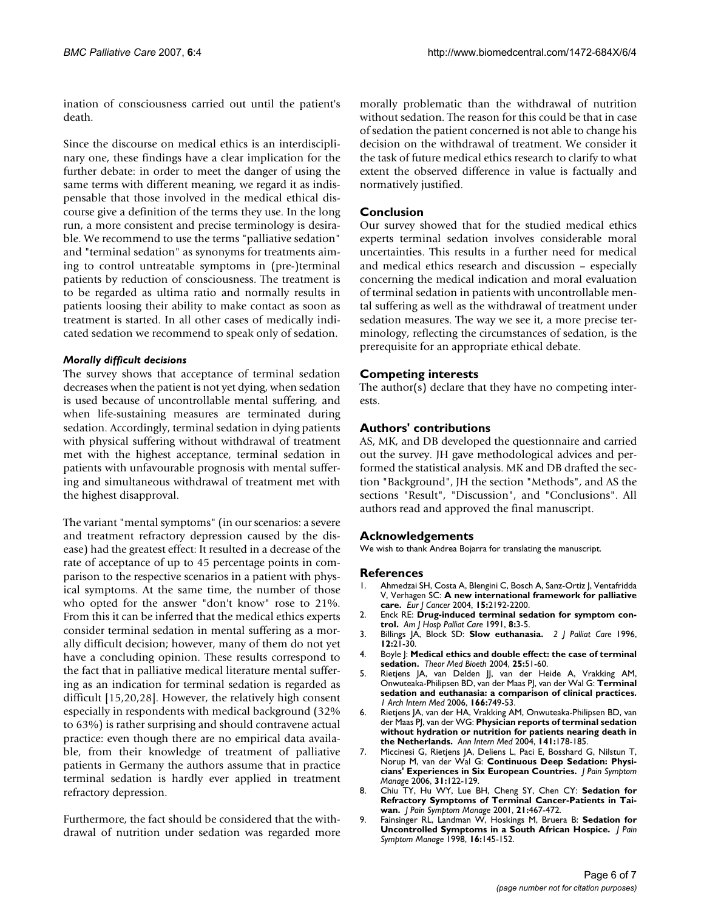ination of consciousness carried out until the patient's death.

Since the discourse on medical ethics is an interdisciplinary one, these findings have a clear implication for the further debate: in order to meet the danger of using the same terms with different meaning, we regard it as indispensable that those involved in the medical ethical discourse give a definition of the terms they use. In the long run, a more consistent and precise terminology is desirable. We recommend to use the terms "palliative sedation" and "terminal sedation" as synonyms for treatments aiming to control untreatable symptoms in (pre-)terminal patients by reduction of consciousness. The treatment is to be regarded as ultima ratio and normally results in patients loosing their ability to make contact as soon as treatment is started. In all other cases of medically indicated sedation we recommend to speak only of sedation.

#### *Morally difficult decisions*

The survey shows that acceptance of terminal sedation decreases when the patient is not yet dying, when sedation is used because of uncontrollable mental suffering, and when life-sustaining measures are terminated during sedation. Accordingly, terminal sedation in dying patients with physical suffering without withdrawal of treatment met with the highest acceptance, terminal sedation in patients with unfavourable prognosis with mental suffering and simultaneous withdrawal of treatment met with the highest disapproval.

The variant "mental symptoms" (in our scenarios: a severe and treatment refractory depression caused by the disease) had the greatest effect: It resulted in a decrease of the rate of acceptance of up to 45 percentage points in comparison to the respective scenarios in a patient with physical symptoms. At the same time, the number of those who opted for the answer "don't know" rose to 21%. From this it can be inferred that the medical ethics experts consider terminal sedation in mental suffering as a morally difficult decision; however, many of them do not yet have a concluding opinion. These results correspond to the fact that in palliative medical literature mental suffering as an indication for terminal sedation is regarded as difficult [15,20,28]. However, the relatively high consent especially in respondents with medical background (32% to 63%) is rather surprising and should contravene actual practice: even though there are no empirical data available, from their knowledge of treatment of palliative patients in Germany the authors assume that in practice terminal sedation is hardly ever applied in treatment refractory depression.

Furthermore, the fact should be considered that the withdrawal of nutrition under sedation was regarded more morally problematic than the withdrawal of nutrition without sedation. The reason for this could be that in case of sedation the patient concerned is not able to change his decision on the withdrawal of treatment. We consider it the task of future medical ethics research to clarify to what extent the observed difference in value is factually and normatively justified.

## Conclusion

Our survey showed that for the studied medical ethics experts terminal sedation involves considerable moral uncertainties. This results in a further need for medical and medical ethics research and discussion – especially concerning the medical indication and moral evaluation of terminal sedation in patients with uncontrollable mental suffering as well as the withdrawal of treatment under sedation measures. The way we see it, a more precise terminology, reflecting the circumstances of sedation, is the prerequisite for an appropriate ethical debate.

## Competing interests

The author(s) declare that they have no competing interests.

## Authors' contributions

AS, MK, and DB developed the questionnaire and carried out the survey. JH gave methodological advices and performed the statistical analysis. MK and DB drafted the section "Background", JH the section "Methods", and AS the sections "Result", "Discussion", and "Conclusions". All authors read and approved the final manuscript.

## Acknowledgements

We wish to thank Andrea Bojarra for translating the manuscript.

## References

1. Ahmedzai SH, Costa A, Blengini C, Bosch A, Sanz-Ortiz J, Ventafridda V, Verhagen SC: **A new international framework for palliative care.** *Eur J Cancer* 2004, **15:**2192-2200.
2. Enck RE: **Drug-induced terminal sedation for symptom control.** *Am J Hosp Palliat Care* 1991, **8:**3-5.
3. Billings JA, Block SD: **Slow euthanasia.** *2 J Palliat Care* 1996, **12:**21-30.
4. Boyle J: **Medical ethics and double effect: the case of terminal sedation.** *Theor Med Bioeth* 2004, **25:**51-60.
5. Rietjens JA, van Delden JJ, van der Heide A, Vrakking AM, Onwuteaka-Philipsen BD, van der Maas PJ, van der Wal G: **Terminal sedation and euthanasia: a comparison of clinical practices.** *J Arch Intern Med* 2006, **166:**749-53.
6. Rietjens JA, van der HA, Vrakking AM, Onwuteaka-Philipsen BD, van der Maas PJ, van der WG: **Physician reports of terminal sedation without hydration or nutrition for patients nearing death in the Netherlands.** *Ann Intern Med* 2004, **141:**178-185.
7. Miccinesi G, Rietjens JA, Deliens L, Paci E, Bosshard G, Nilstun T, Norup M, van der Wal G: **Continuous Deep Sedation: Physicians' Experiences in Six European Countries.** *J Pain Symptom Manage* 2006, **31:**122-129.
8. Chiu TY, Hu WY, Lue BH, Cheng SY, Chen CY: **Sedation for Refractory Symptoms of Terminal Cancer-Patients in Taiwan.** *J Pain Symptom Manage* 2001, **21:**467-472.
9. Fainsinger RL, Landman W, Hoskings M, Bruera B: **Sedation for Uncontrolled Symptoms in a South African Hospice.** *J Pain Symptom Manage* 1998, **16:**145-152.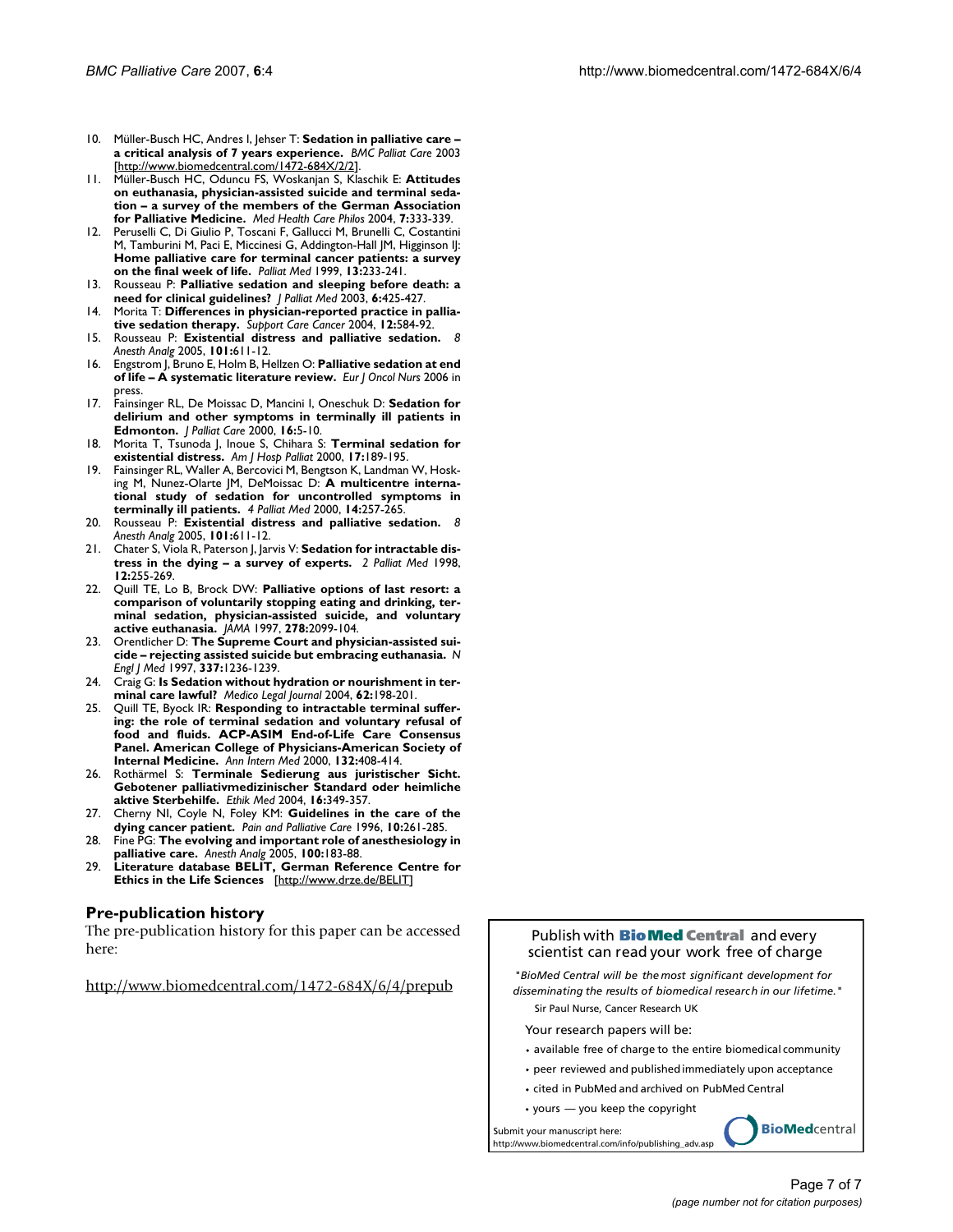10. Müller-Busch HC, Andres I, Jehser T: **Sedation in palliative care – a critical analysis of 7 years experience.** *BMC Palliat Care* 2003 [http://www.biomedcentral.com/1472-684X/2/2].
11. Müller-Busch HC, Oduncu FS, Woskanjan S, Klaschik E: **Attitudes on euthanasia, physician-assisted suicide and terminal sedation – a survey of the members of the German Association for Palliative Medicine.** *Med Health Care Philos* 2004, **7:**333-339.
12. Peruselli C, Di Giulio P, Toscani F, Gallucci M, Brunelli C, Costantini M, Tamburini M, Paci E, Miccinesi G, Addington-Hall JM, Higginson IJ: **Home palliative care for terminal cancer patients: a survey on the final week of life.** *Palliat Med* 1999, **13:**233-241.
13. Rousseau P: **Palliative sedation and sleeping before death: a need for clinical guidelines?** *J Palliat Med* 2003, **6:**425-427.
14. Morita T: **Differences in physician-reported practice in palliative sedation therapy.** *Support Care Cancer* 2004, **12:**584-92.
15. Rousseau P: **Existential distress and palliative sedation.** *8 Anesth Analg* 2005, **101:**611-12.
16. Engstrom J, Bruno E, Holm B, Hellzen O: **Palliative sedation at end of life – A systematic literature review.** *Eur J Oncol Nurs* 2006 in press.
17. Fainsinger RL, De Moissac D, Mancini I, Oneschuk D: **Sedation for delirium and other symptoms in terminally ill patients in Edmonton.** *J Palliat Care* 2000, **16:**5-10.
18. Morita T, Tsunoda J, Inoue S, Chihara S: **Terminal sedation for existential distress.** *Am J Hosp Palliat* 2000, **17:**189-195.
19. Fainsinger RL, Waller A, Bercovici M, Bengtson K, Landman W, Hosking M, Nunez-Olarte JM, DeMoissac D: **A multicentre international study of sedation for uncontrolled symptoms in terminally ill patients.** *4 Palliat Med* 2000, **14:**257-265.
20. Rousseau P: **Existential distress and palliative sedation.** *8 Anesth Analg* 2005, **101:**611-12.
21. Chater S, Viola R, Paterson J, Jarvis V: **Sedation for intractable distress in the dying – a survey of experts.** *2 Palliat Med* 1998, **12:**255-269.
22. Quill TE, Lo B, Brock DW: **Palliative options of last resort: a comparison of voluntarily stopping eating and drinking, terminal sedation, physician-assisted suicide, and voluntary active euthanasia.** *JAMA* 1997, **278:**2099-104.
23. Orentlicher D: **The Supreme Court and physician-assisted suicide – rejecting assisted suicide but embracing euthanasia.** *N Engl J Med* 1997, **337:**1236-1239.
24. Craig G: **Is Sedation without hydration or nourishment in terminal care lawful?** *Medico Legal Journal* 2004, **62:**198-201.
25. Quill TE, Byock IR: **Responding to intractable terminal suffering: the role of terminal sedation and voluntary refusal of food and fluids. ACP-ASIM End-of-Life Care Consensus Panel. American College of Physicians-American Society of Internal Medicine.** *Ann Intern Med* 2000, **132:**408-414.
26. Rothärmel S: **Terminale Sedierung aus juristischer Sicht. Gebotener palliativmedizinischer Standard oder heimliche aktive Sterbehilfe.** *Ethik Med* 2004, **16:**349-357.
27. Cherny NI, Coyle N, Foley KM: **Guidelines in the care of the dying cancer patient.** *Pain and Palliative Care* 1996, **10:**261-285.
28. Fine PG: **The evolving and important role of anesthesiology in palliative care.** *Anesth Analg* 2005, **100:**183-88.
29. **Literature database BELIT, German Reference Centre for Ethics in the Life Sciences** [http://www.drze.de/BELIT]

## Pre-publication history

The pre-publication history for this paper can be accessed here:

http://www.biomedcentral.com/1472-684X/6/4/prepub

Publish with **BioMed Central** and every scientist can read your work free of charge

*"BioMed Central will be the most significant development for disseminating the results of biomedical research in our lifetime."*

Sir Paul Nurse, Cancer Research UK

Your research papers will be:

- available free of charge to the entire biomedical community
- peer reviewed and published immediately upon acceptance
- cited in PubMed and archived on PubMed Central
- yours — you keep the copyright

Submit your manuscript here:
http://www.biomedcentral.com/info/publishing_adv.asp

BioMedcentral